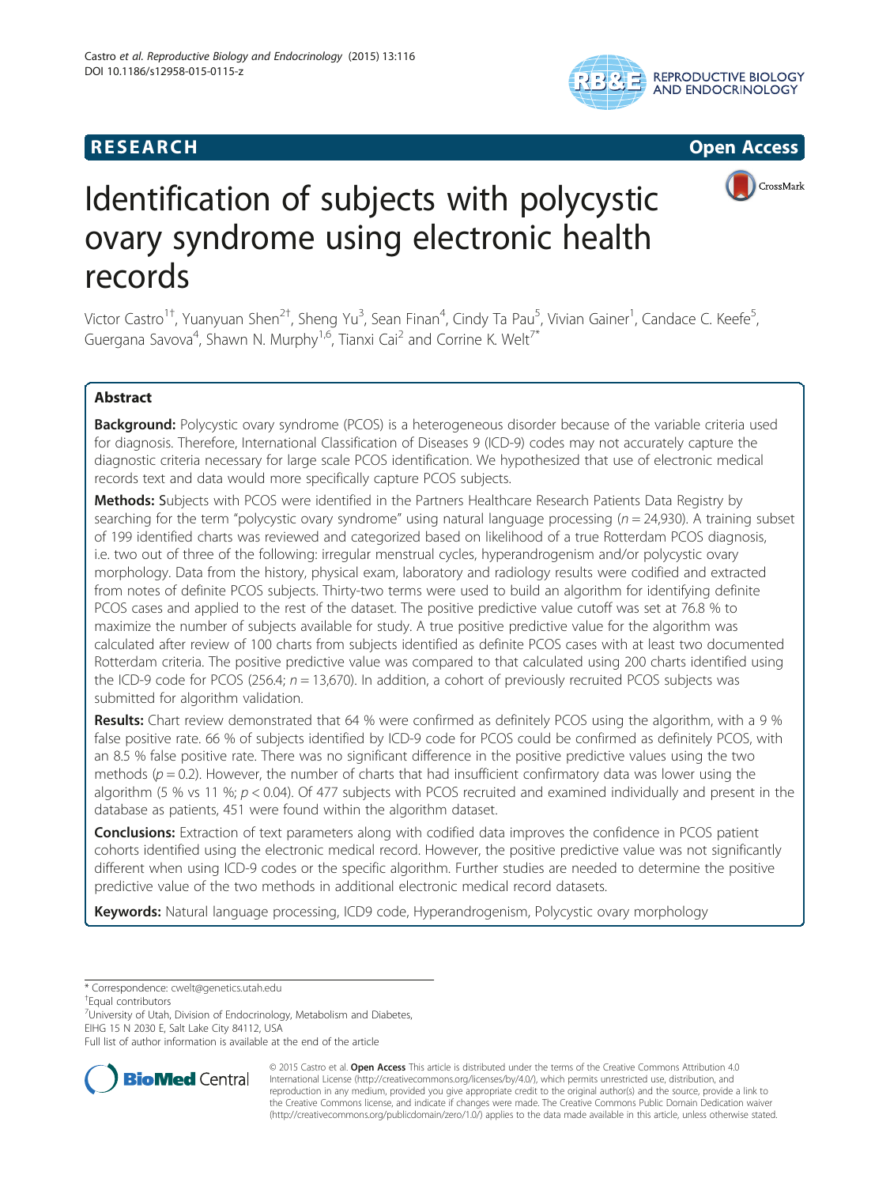RESEARCH Open Access

# Identification of subjects with polycystic ovary syndrome using electronic health records

Victor Castro[1†], Yuanyuan Shen[2†], Sheng Yu[3], Sean Finan[4], Cindy Ta Pau[5], Vivian Gainer[1], Candace C. Keefe[5], Guergana Savova[4], Shawn N. Murphy[1,6], Tianxi Cai[2] and Corrine K. Welt[7*]

## Abstract

**Background:** Polycystic ovary syndrome (PCOS) is a heterogeneous disorder because of the variable criteria used for diagnosis. Therefore, International Classification of Diseases 9 (ICD-9) codes may not accurately capture the diagnostic criteria necessary for large scale PCOS identification. We hypothesized that use of electronic medical records text and data would more specifically capture PCOS subjects.

**Methods:** Subjects with PCOS were identified in the Partners Healthcare Research Patients Data Registry by searching for the term "polycystic ovary syndrome" using natural language processing (*n* = 24,930). A training subset of 199 identified charts was reviewed and categorized based on likelihood of a true Rotterdam PCOS diagnosis, i.e. two out of three of the following: irregular menstrual cycles, hyperandrogenism and/or polycystic ovary morphology. Data from the history, physical exam, laboratory and radiology results were codified and extracted from notes of definite PCOS subjects. Thirty-two terms were used to build an algorithm for identifying definite PCOS cases and applied to the rest of the dataset. The positive predictive value cutoff was set at 76.8 % to maximize the number of subjects available for study. A true positive predictive value for the algorithm was calculated after review of 100 charts from subjects identified as definite PCOS cases with at least two documented Rotterdam criteria. The positive predictive value was compared to that calculated using 200 charts identified using the ICD-9 code for PCOS (256.4; *n* = 13,670). In addition, a cohort of previously recruited PCOS subjects was submitted for algorithm validation.

**Results:** Chart review demonstrated that 64 % were confirmed as definitely PCOS using the algorithm, with a 9 % false positive rate. 66 % of subjects identified by ICD-9 code for PCOS could be confirmed as definitely PCOS, with an 8.5 % false positive rate. There was no significant difference in the positive predictive values using the two methods ($p = 0.2$). However, the number of charts that had insufficient confirmatory data was lower using the algorithm (5 % vs 11 %; $p < 0.04$). Of 477 subjects with PCOS recruited and examined individually and present in the database as patients, 451 were found within the algorithm dataset.

**Conclusions:** Extraction of text parameters along with codified data improves the confidence in PCOS patient cohorts identified using the electronic medical record. However, the positive predictive value was not significantly different when using ICD-9 codes or the specific algorithm. Further studies are needed to determine the positive predictive value of the two methods in additional electronic medical record datasets.

**Keywords:** Natural language processing, ICD9 code, Hyperandrogenism, Polycystic ovary morphology

---

\* Correspondence: cwelt@genetics.utah.edu
†Equal contributors
[7]University of Utah, Division of Endocrinology, Metabolism and Diabetes, EIHG 15 N 2030 E, Salt Lake City 84112, USA
Full list of author information is available at the end of the article

© 2015 Castro et al. **Open Access** This article is distributed under the terms of the Creative Commons Attribution 4.0 International License (http://creativecommons.org/licenses/by/4.0/), which permits unrestricted use, distribution, and reproduction in any medium, provided you give appropriate credit to the original author(s) and the source, provide a link to the Creative Commons license, and indicate if changes were made. The Creative Commons Public Domain Dedication waiver (http://creativecommons.org/publicdomain/zero/1.0/) applies to the data made available in this article, unless otherwise stated.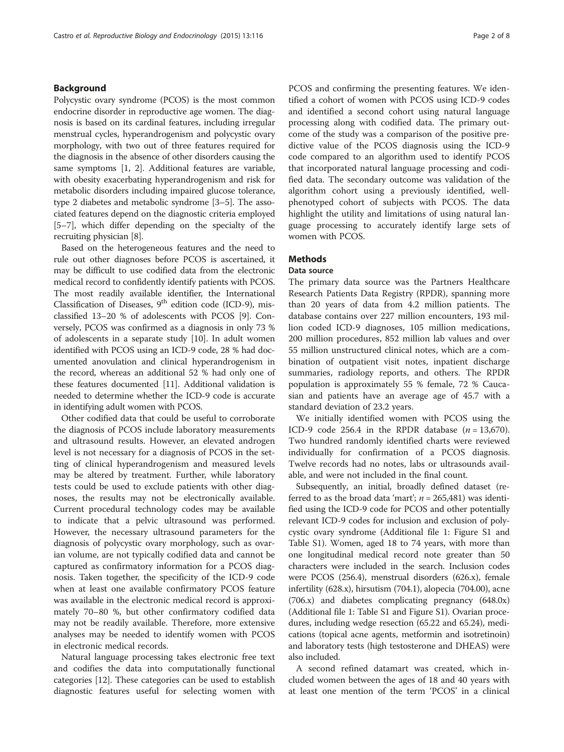## Background

Polycystic ovary syndrome (PCOS) is the most common endocrine disorder in reproductive age women. The diagnosis is based on its cardinal features, including irregular menstrual cycles, hyperandrogenism and polycystic ovary morphology, with two out of three features required for the diagnosis in the absence of other disorders causing the same symptoms [1, 2]. Additional features are variable, with obesity exacerbating hyperandrogenism and risk for metabolic disorders including impaired glucose tolerance, type 2 diabetes and metabolic syndrome [3–5]. The associated features depend on the diagnostic criteria employed [5–7], which differ depending on the specialty of the recruiting physician [8].

Based on the heterogeneous features and the need to rule out other diagnoses before PCOS is ascertained, it may be difficult to use codified data from the electronic medical record to confidently identify patients with PCOS. The most readily available identifier, the International Classification of Diseases, 9th edition code (ICD-9), misclassified 13–20 % of adolescents with PCOS [9]. Conversely, PCOS was confirmed as a diagnosis in only 73 % of adolescents in a separate study [10]. In adult women identified with PCOS using an ICD-9 code, 28 % had documented anovulation and clinical hyperandrogenism in the record, whereas an additional 52 % had only one of these features documented [11]. Additional validation is needed to determine whether the ICD-9 code is accurate in identifying adult women with PCOS.

Other codified data that could be useful to corroborate the diagnosis of PCOS include laboratory measurements and ultrasound results. However, an elevated androgen level is not necessary for a diagnosis of PCOS in the setting of clinical hyperandrogenism and measured levels may be altered by treatment. Further, while laboratory tests could be used to exclude patients with other diagnoses, the results may not be electronically available. Current procedural technology codes may be available to indicate that a pelvic ultrasound was performed. However, the necessary ultrasound parameters for the diagnosis of polycystic ovary morphology, such as ovarian volume, are not typically codified data and cannot be captured as confirmatory information for a PCOS diagnosis. Taken together, the specificity of the ICD-9 code when at least one available confirmatory PCOS feature was available in the electronic medical record is approximately 70–80 %, but other confirmatory codified data may not be readily available. Therefore, more extensive analyses may be needed to identify women with PCOS in electronic medical records.

Natural language processing takes electronic free text and codifies the data into computationally functional categories [12]. These categories can be used to establish diagnostic features useful for selecting women with PCOS and confirming the presenting features. We identified a cohort of women with PCOS using ICD-9 codes and identified a second cohort using natural language processing along with codified data. The primary outcome of the study was a comparison of the positive predictive value of the PCOS diagnosis using the ICD-9 code compared to an algorithm used to identify PCOS that incorporated natural language processing and codified data. The secondary outcome was validation of the algorithm cohort using a previously identified, well-phenotyped cohort of subjects with PCOS. The data highlight the utility and limitations of using natural language processing to accurately identify large sets of women with PCOS.

## Methods

### Data source

The primary data source was the Partners Healthcare Research Patients Data Registry (RPDR), spanning more than 20 years of data from 4.2 million patients. The database contains over 227 million encounters, 193 million coded ICD-9 diagnoses, 105 million medications, 200 million procedures, 852 million lab values and over 55 million unstructured clinical notes, which are a combination of outpatient visit notes, inpatient discharge summaries, radiology reports, and others. The RPDR population is approximately 55 % female, 72 % Caucasian and patients have an average age of 45.7 with a standard deviation of 23.2 years.

We initially identified women with PCOS using the ICD-9 code 256.4 in the RPDR database ($n = 13{,}670$). Two hundred randomly identified charts were reviewed individually for confirmation of a PCOS diagnosis. Twelve records had no notes, labs or ultrasounds available, and were not included in the final count.

Subsequently, an initial, broadly defined dataset (referred to as the broad data 'mart'; $n = 265{,}481$) was identified using the ICD-9 code for PCOS and other potentially relevant ICD-9 codes for inclusion and exclusion of polycystic ovary syndrome (Additional file 1: Figure S1 and Table S1). Women, aged 18 to 74 years, with more than one longitudinal medical record note greater than 50 characters were included in the search. Inclusion codes were PCOS (256.4), menstrual disorders (626.x), female infertility (628.x), hirsutism (704.1), alopecia (704.00), acne (706.x) and diabetes complicating pregnancy (648.0x) (Additional file 1: Table S1 and Figure S1). Ovarian procedures, including wedge resection (65.22 and 65.24), medications (topical acne agents, metformin and isotretinoin) and laboratory tests (high testosterone and DHEAS) were also included.

A second refined datamart was created, which included women between the ages of 18 and 40 years with at least one mention of the term 'PCOS' in a clinical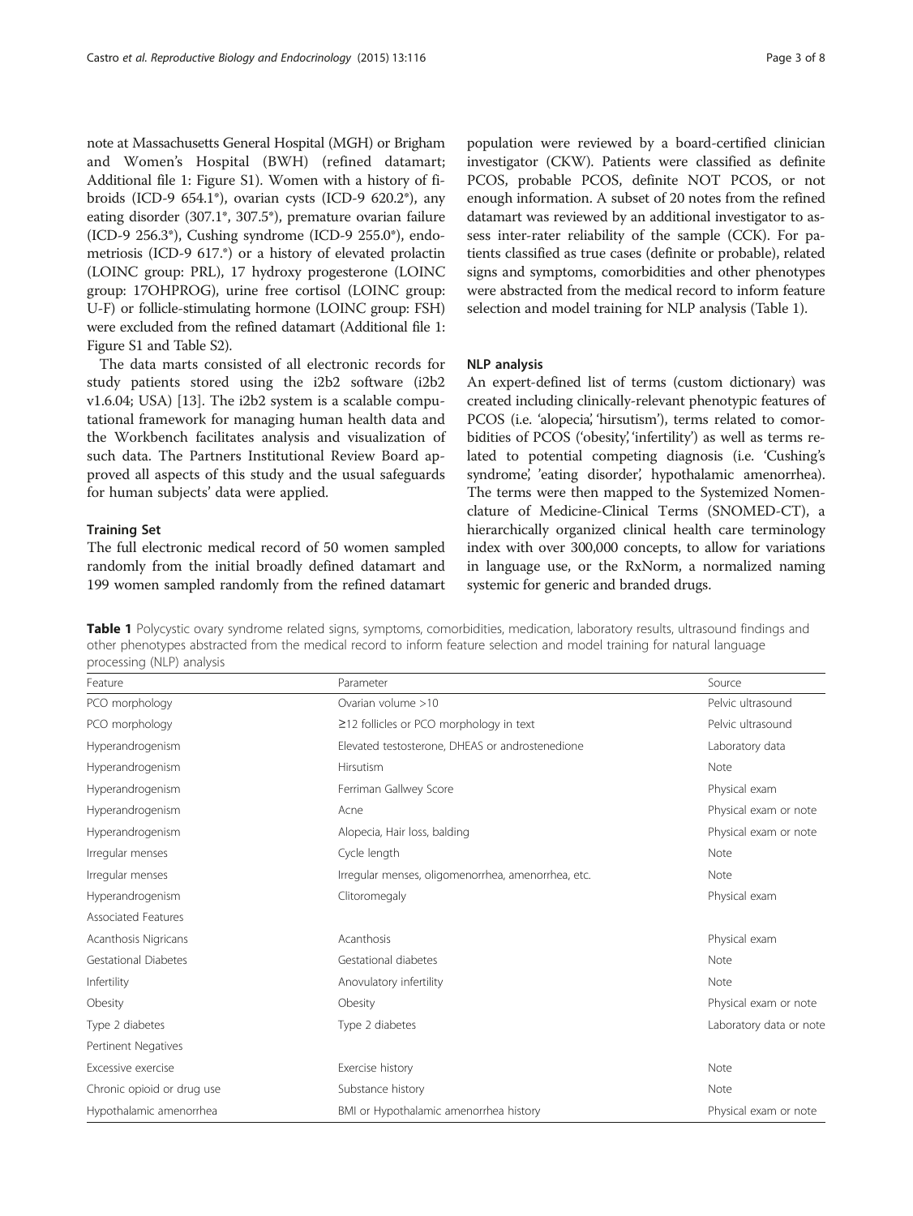note at Massachusetts General Hospital (MGH) or Brigham and Women's Hospital (BWH) (refined datamart; Additional file 1: Figure S1). Women with a history of fibroids (ICD-9 654.1*), ovarian cysts (ICD-9 620.2*), any eating disorder (307.1*, 307.5*), premature ovarian failure (ICD-9 256.3*), Cushing syndrome (ICD-9 255.0*), endometriosis (ICD-9 617.*) or a history of elevated prolactin (LOINC group: PRL), 17 hydroxy progesterone (LOINC group: 17OHPROG), urine free cortisol (LOINC group: U-F) or follicle-stimulating hormone (LOINC group: FSH) were excluded from the refined datamart (Additional file 1: Figure S1 and Table S2).

The data marts consisted of all electronic records for study patients stored using the i2b2 software (i2b2 v1.6.04; USA) [13]. The i2b2 system is a scalable computational framework for managing human health data and the Workbench facilitates analysis and visualization of such data. The Partners Institutional Review Board approved all aspects of this study and the usual safeguards for human subjects' data were applied.

### Training Set

The full electronic medical record of 50 women sampled randomly from the initial broadly defined datamart and 199 women sampled randomly from the refined datamart population were reviewed by a board-certified clinician investigator (CKW). Patients were classified as definite PCOS, probable PCOS, definite NOT PCOS, or not enough information. A subset of 20 notes from the refined datamart was reviewed by an additional investigator to assess inter-rater reliability of the sample (CCK). For patients classified as true cases (definite or probable), related signs and symptoms, comorbidities and other phenotypes were abstracted from the medical record to inform feature selection and model training for NLP analysis (Table 1).

### NLP analysis

An expert-defined list of terms (custom dictionary) was created including clinically-relevant phenotypic features of PCOS (i.e. 'alopecia', 'hirsutism'), terms related to comorbidities of PCOS ('obesity', 'infertility') as well as terms related to potential competing diagnosis (i.e. 'Cushing's syndrome', 'eating disorder', hypothalamic amenorrhea). The terms were then mapped to the Systemized Nomenclature of Medicine-Clinical Terms (SNOMED-CT), a hierarchically organized clinical health care terminology index with over 300,000 concepts, to allow for variations in language use, or the RxNorm, a normalized naming systemic for generic and branded drugs.

**Table 1** Polycystic ovary syndrome related signs, symptoms, comorbidities, medication, laboratory results, ultrasound findings and other phenotypes abstracted from the medical record to inform feature selection and model training for natural language processing (NLP) analysis

| Feature | Parameter | Source |
|---|---|---|
| PCO morphology | Ovarian volume >10 | Pelvic ultrasound |
| PCO morphology | ≥12 follicles or PCO morphology in text | Pelvic ultrasound |
| Hyperandrogenism | Elevated testosterone, DHEAS or androstenedione | Laboratory data |
| Hyperandrogenism | Hirsutism | Note |
| Hyperandrogenism | Ferriman Gallwey Score | Physical exam |
| Hyperandrogenism | Acne | Physical exam or note |
| Hyperandrogenism | Alopecia, Hair loss, balding | Physical exam or note |
| Irregular menses | Cycle length | Note |
| Irregular menses | Irregular menses, oligomenorrhea, amenorrhea, etc. | Note |
| Hyperandrogenism | Clitoromegaly | Physical exam |
| Associated Features | | |
| Acanthosis Nigricans | Acanthosis | Physical exam |
| Gestational Diabetes | Gestational diabetes | Note |
| Infertility | Anovulatory infertility | Note |
| Obesity | Obesity | Physical exam or note |
| Type 2 diabetes | Type 2 diabetes | Laboratory data or note |
| Pertinent Negatives | | |
| Excessive exercise | Exercise history | Note |
| Chronic opioid or drug use | Substance history | Note |
| Hypothalamic amenorrhea | BMI or Hypothalamic amenorrhea history | Physical exam or note |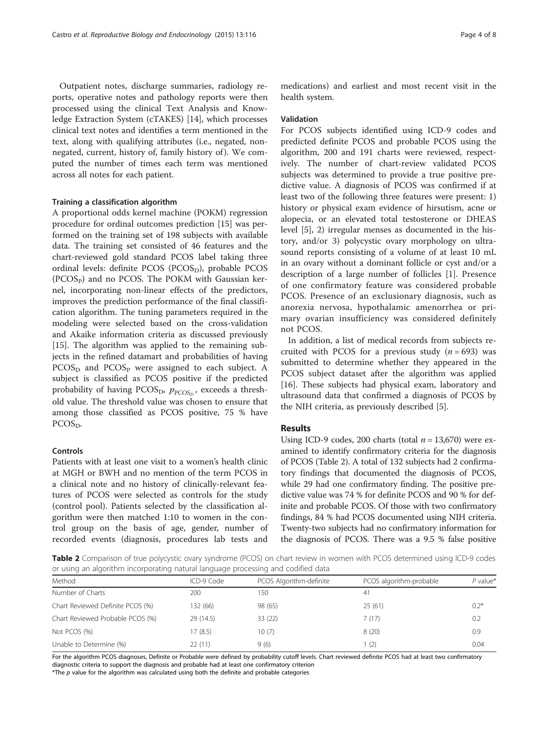Outpatient notes, discharge summaries, radiology reports, operative notes and pathology reports were then processed using the clinical Text Analysis and Knowledge Extraction System (cTAKES) [14], which processes clinical text notes and identifies a term mentioned in the text, along with qualifying attributes (i.e., negated, non-negated, current, history of, family history of). We computed the number of times each term was mentioned across all notes for each patient.

#### Training a classification algorithm

A proportional odds kernel machine (POKM) regression procedure for ordinal outcomes prediction [15] was performed on the training set of 198 subjects with available data. The training set consisted of 46 features and the chart-reviewed gold standard PCOS label taking three ordinal levels: definite PCOS ($PCOS_D$), probable PCOS ($PCOS_P$) and no PCOS. The POKM with Gaussian kernel, incorporating non-linear effects of the predictors, improves the prediction performance of the final classification algorithm. The tuning parameters required in the modeling were selected based on the cross-validation and Akaike information criteria as discussed previously [15]. The algorithm was applied to the remaining subjects in the refined datamart and probabilities of having $PCOS_D$ and $PCOS_P$ were assigned to each subject. A subject is classified as PCOS positive if the predicted probability of having $PCOS_D$, $p_{PCOS_D}$, exceeds a threshold value. The threshold value was chosen to ensure that among those classified as PCOS positive, 75 % have $PCOS_D$.

#### Controls

Patients with at least one visit to a women's health clinic at MGH or BWH and no mention of the term PCOS in a clinical note and no history of clinically-relevant features of PCOS were selected as controls for the study (control pool). Patients selected by the classification algorithm were then matched 1:10 to women in the control group on the basis of age, gender, number of recorded events (diagnosis, procedures lab tests and medications) and earliest and most recent visit in the health system.

#### Validation

For PCOS subjects identified using ICD-9 codes and predicted definite PCOS and probable PCOS using the algorithm, 200 and 191 charts were reviewed, respectively. The number of chart-review validated PCOS subjects was determined to provide a true positive predictive value. A diagnosis of PCOS was confirmed if at least two of the following three features were present: 1) history or physical exam evidence of hirsutism, acne or alopecia, or an elevated total testosterone or DHEAS level [5], 2) irregular menses as documented in the history, and/or 3) polycystic ovary morphology on ultrasound reports consisting of a volume of at least 10 mL in an ovary without a dominant follicle or cyst and/or a description of a large number of follicles [1]. Presence of one confirmatory feature was considered probable PCOS. Presence of an exclusionary diagnosis, such as anorexia nervosa, hypothalamic amenorrhea or primary ovarian insufficiency was considered definitely not PCOS.

In addition, a list of medical records from subjects recruited with PCOS for a previous study ($n = 693$) was submitted to determine whether they appeared in the PCOS subject dataset after the algorithm was applied [16]. These subjects had physical exam, laboratory and ultrasound data that confirmed a diagnosis of PCOS by the NIH criteria, as previously described [5].

## Results

Using ICD-9 codes, 200 charts (total $n = 13{,}670$) were examined to identify confirmatory criteria for the diagnosis of PCOS (Table 2). A total of 132 subjects had 2 confirmatory findings that documented the diagnosis of PCOS, while 29 had one confirmatory finding. The positive predictive value was 74 % for definite PCOS and 90 % for definite and probable PCOS. Of those with two confirmatory findings, 84 % had PCOS documented using NIH criteria. Twenty-two subjects had no confirmatory information for the diagnosis of PCOS. There was a 9.5 % false positive

**Table 2** Comparison of true polycystic ovary syndrome (PCOS) on chart review in women with PCOS determined using ICD-9 codes or using an algorithm incorporating natural language processing and codified data

| Method | ICD-9 Code | PCOS Algorithm-definite | PCOS algorithm-probable | *P* value* |
|---|---|---|---|---|
| Number of Charts | 200 | 150 | 41 | |
| Chart Reviewed Definite PCOS (%) | 132 (66) | 98 (65) | 25 (61) | 0.2* |
| Chart Reviewed Probable PCOS (%) | 29 (14.5) | 33 (22) | 7 (17) | 0.2 |
| Not PCOS (%) | 17 (8.5) | 10 (7) | 8 (20) | 0.9 |
| Unable to Determine (%) | 22 (11) | 9 (6) | 1 (2) | 0.04 |

For the algorithm PCOS diagnoses, Definite or Probable were defined by probability cutoff levels. Chart reviewed definite PCOS had at least two confirmatory diagnostic criteria to support the diagnosis and probable had at least one confirmatory criterion

*The *p* value for the algorithm was calculated using both the definite and probable categories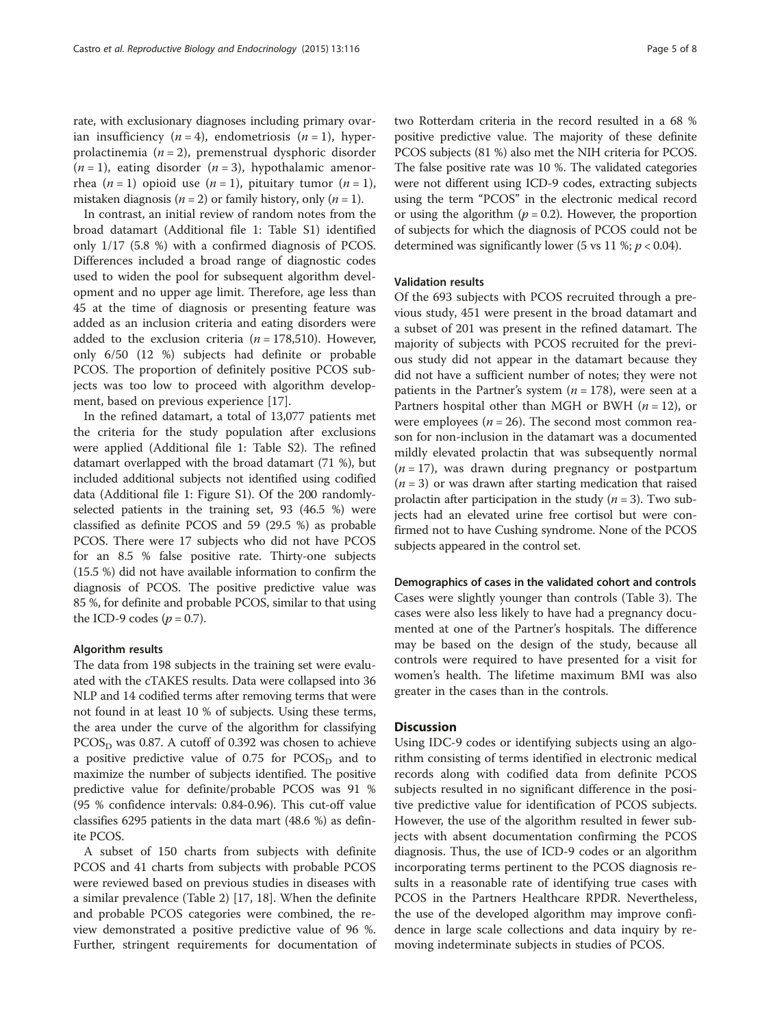rate, with exclusionary diagnoses including primary ovarian insufficiency ($n = 4$), endometriosis ($n = 1$), hyperprolactinemia ($n = 2$), premenstrual dysphoric disorder ($n = 1$), eating disorder ($n = 3$), hypothalamic amenorrhea ($n = 1$) opioid use ($n = 1$), pituitary tumor ($n = 1$), mistaken diagnosis ($n = 2$) or family history, only ($n = 1$).

In contrast, an initial review of random notes from the broad datamart (Additional file 1: Table S1) identified only 1/17 (5.8 %) with a confirmed diagnosis of PCOS. Differences included a broad range of diagnostic codes used to widen the pool for subsequent algorithm development and no upper age limit. Therefore, age less than 45 at the time of diagnosis or presenting feature was added as an inclusion criteria and eating disorders were added to the exclusion criteria ($n = 178{,}510$). However, only 6/50 (12 %) subjects had definite or probable PCOS. The proportion of definitely positive PCOS subjects was too low to proceed with algorithm development, based on previous experience [17].

In the refined datamart, a total of 13,077 patients met the criteria for the study population after exclusions were applied (Additional file 1: Table S2). The refined datamart overlapped with the broad datamart (71 %), but included additional subjects not identified using codified data (Additional file 1: Figure S1). Of the 200 randomly-selected patients in the training set, 93 (46.5 %) were classified as definite PCOS and 59 (29.5 %) as probable PCOS. There were 17 subjects who did not have PCOS for an 8.5 % false positive rate. Thirty-one subjects (15.5 %) did not have available information to confirm the diagnosis of PCOS. The positive predictive value was 85 %, for definite and probable PCOS, similar to that using the ICD-9 codes ($p = 0.7$).

#### Algorithm results

The data from 198 subjects in the training set were evaluated with the cTAKES results. Data were collapsed into 36 NLP and 14 codified terms after removing terms that were not found in at least 10 % of subjects. Using these terms, the area under the curve of the algorithm for classifying $PCOS_D$ was 0.87. A cutoff of 0.392 was chosen to achieve a positive predictive value of 0.75 for $PCOS_D$ and to maximize the number of subjects identified. The positive predictive value for definite/probable PCOS was 91 % (95 % confidence intervals: 0.84-0.96). This cut-off value classifies 6295 patients in the data mart (48.6 %) as definite PCOS.

A subset of 150 charts from subjects with definite PCOS and 41 charts from subjects with probable PCOS were reviewed based on previous studies in diseases with a similar prevalence (Table 2) [17, 18]. When the definite and probable PCOS categories were combined, the review demonstrated a positive predictive value of 96 %. Further, stringent requirements for documentation of two Rotterdam criteria in the record resulted in a 68 % positive predictive value. The majority of these definite PCOS subjects (81 %) also met the NIH criteria for PCOS. The false positive rate was 10 %. The validated categories were not different using ICD-9 codes, extracting subjects using the term "PCOS" in the electronic medical record or using the algorithm ($p = 0.2$). However, the proportion of subjects for which the diagnosis of PCOS could not be determined was significantly lower (5 vs 11 %; $p < 0.04$).

#### Validation results

Of the 693 subjects with PCOS recruited through a previous study, 451 were present in the broad datamart and a subset of 201 was present in the refined datamart. The majority of subjects with PCOS recruited for the previous study did not appear in the datamart because they did not have a sufficient number of notes; they were not patients in the Partner's system ($n = 178$), were seen at a Partners hospital other than MGH or BWH ($n = 12$), or were employees ($n = 26$). The second most common reason for non-inclusion in the datamart was a documented mildly elevated prolactin that was subsequently normal ($n = 17$), was drawn during pregnancy or postpartum ($n = 3$) or was drawn after starting medication that raised prolactin after participation in the study ($n = 3$). Two subjects had an elevated urine free cortisol but were confirmed not to have Cushing syndrome. None of the PCOS subjects appeared in the control set.

#### Demographics of cases in the validated cohort and controls

Cases were slightly younger than controls (Table 3). The cases were also less likely to have had a pregnancy documented at one of the Partner's hospitals. The difference may be based on the design of the study, because all controls were required to have presented for a visit for women's health. The lifetime maximum BMI was also greater in the cases than in the controls.

## Discussion

Using IDC-9 codes or identifying subjects using an algorithm consisting of terms identified in electronic medical records along with codified data from definite PCOS subjects resulted in no significant difference in the positive predictive value for identification of PCOS subjects. However, the use of the algorithm resulted in fewer subjects with absent documentation confirming the PCOS diagnosis. Thus, the use of ICD-9 codes or an algorithm incorporating terms pertinent to the PCOS diagnosis results in a reasonable rate of identifying true cases with PCOS in the Partners Healthcare RPDR. Nevertheless, the use of the developed algorithm may improve confidence in large scale collections and data inquiry by removing indeterminate subjects in studies of PCOS.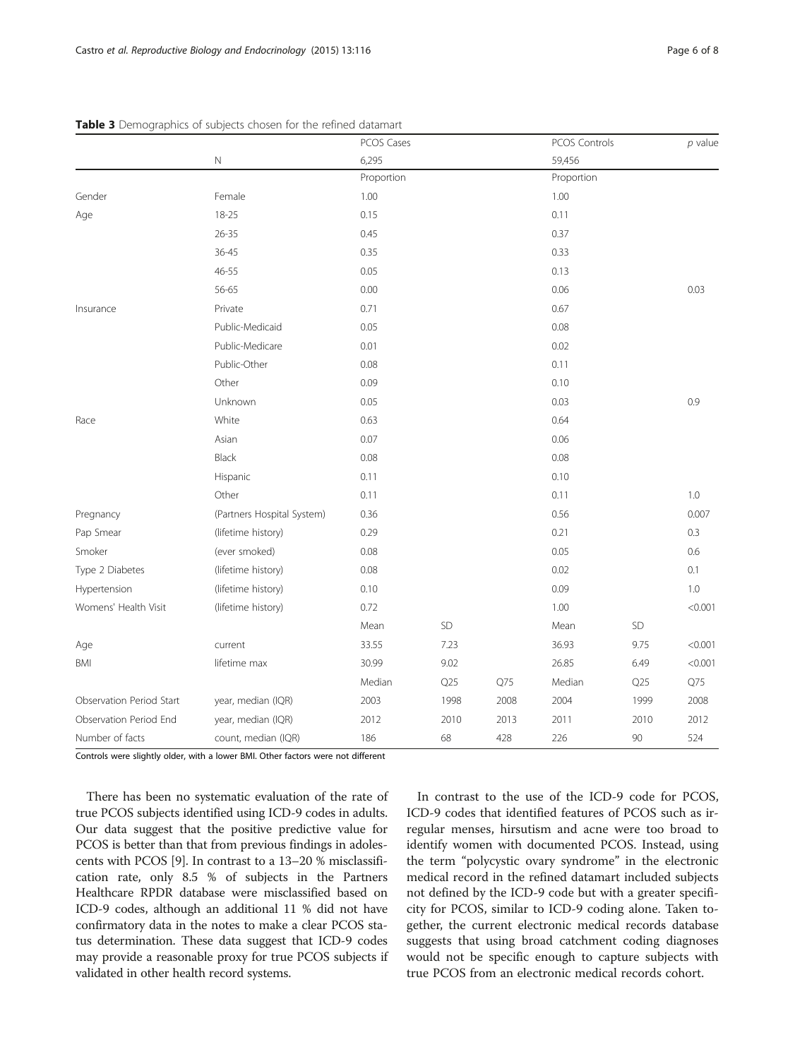**Table 3** Demographics of subjects chosen for the refined datamart

| | | PCOS Cases | | | PCOS Controls | | *p* value |
|---|---|---|---|---|---|---|---|
| | N | 6,295 | | | 59,456 | | |
| | | Proportion | | | Proportion | | |
| Gender | Female | 1.00 | | | 1.00 | | |
| Age | 18-25 | 0.15 | | | 0.11 | | |
| | 26-35 | 0.45 | | | 0.37 | | |
| | 36-45 | 0.35 | | | 0.33 | | |
| | 46-55 | 0.05 | | | 0.13 | | |
| | 56-65 | 0.00 | | | 0.06 | | 0.03 |
| Insurance | Private | 0.71 | | | 0.67 | | |
| | Public-Medicaid | 0.05 | | | 0.08 | | |
| | Public-Medicare | 0.01 | | | 0.02 | | |
| | Public-Other | 0.08 | | | 0.11 | | |
| | Other | 0.09 | | | 0.10 | | |
| | Unknown | 0.05 | | | 0.03 | | 0.9 |
| Race | White | 0.63 | | | 0.64 | | |
| | Asian | 0.07 | | | 0.06 | | |
| | Black | 0.08 | | | 0.08 | | |
| | Hispanic | 0.11 | | | 0.10 | | |
| | Other | 0.11 | | | 0.11 | | 1.0 |
| Pregnancy | (Partners Hospital System) | 0.36 | | | 0.56 | | 0.007 |
| Pap Smear | (lifetime history) | 0.29 | | | 0.21 | | 0.3 |
| Smoker | (ever smoked) | 0.08 | | | 0.05 | | 0.6 |
| Type 2 Diabetes | (lifetime history) | 0.08 | | | 0.02 | | 0.1 |
| Hypertension | (lifetime history) | 0.10 | | | 0.09 | | 1.0 |
| Womens' Health Visit | (lifetime history) | 0.72 | | | 1.00 | | <0.001 |
| | | Mean | SD | | Mean | SD | |
| Age | current | 33.55 | 7.23 | | 36.93 | 9.75 | <0.001 |
| BMI | lifetime max | 30.99 | 9.02 | | 26.85 | 6.49 | <0.001 |
| | | Median | Q25 | Q75 | Median | Q25 | Q75 |
| Observation Period Start | year, median (IQR) | 2003 | 1998 | 2008 | 2004 | 1999 | 2008 |
| Observation Period End | year, median (IQR) | 2012 | 2010 | 2013 | 2011 | 2010 | 2012 |
| Number of facts | count, median (IQR) | 186 | 68 | 428 | 226 | 90 | 524 |

Controls were slightly older, with a lower BMI. Other factors were not different

There has been no systematic evaluation of the rate of true PCOS subjects identified using ICD-9 codes in adults. Our data suggest that the positive predictive value for PCOS is better than that from previous findings in adolescents with PCOS [9]. In contrast to a 13–20 % misclassification rate, only 8.5 % of subjects in the Partners Healthcare RPDR database were misclassified based on ICD-9 codes, although an additional 11 % did not have confirmatory data in the notes to make a clear PCOS status determination. These data suggest that ICD-9 codes may provide a reasonable proxy for true PCOS subjects if validated in other health record systems.

In contrast to the use of the ICD-9 code for PCOS, ICD-9 codes that identified features of PCOS such as irregular menses, hirsutism and acne were too broad to identify women with documented PCOS. Instead, using the term "polycystic ovary syndrome" in the electronic medical record in the refined datamart included subjects not defined by the ICD-9 code but with a greater specificity for PCOS, similar to ICD-9 coding alone. Taken together, the current electronic medical records database suggests that using broad catchment coding diagnoses would not be specific enough to capture subjects with true PCOS from an electronic medical records cohort.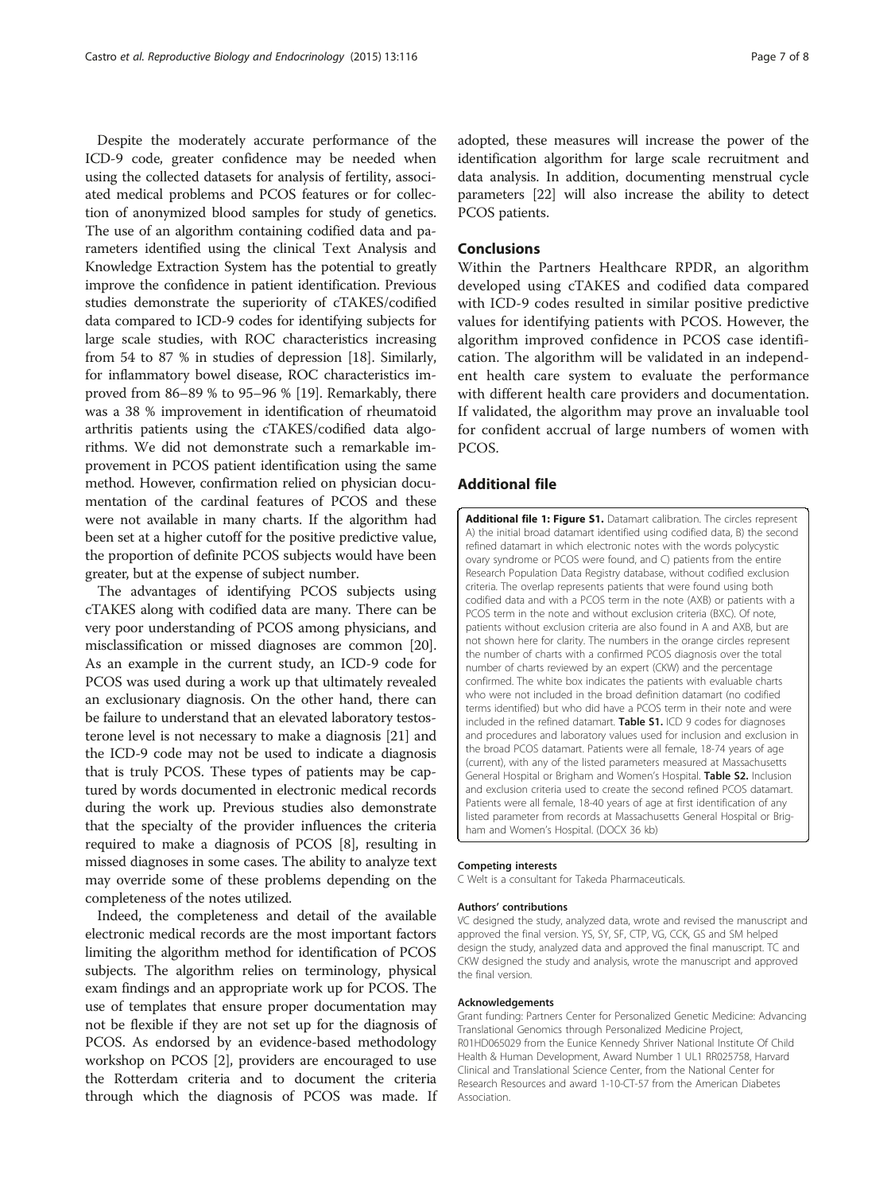Despite the moderately accurate performance of the ICD-9 code, greater confidence may be needed when using the collected datasets for analysis of fertility, associated medical problems and PCOS features or for collection of anonymized blood samples for study of genetics. The use of an algorithm containing codified data and parameters identified using the clinical Text Analysis and Knowledge Extraction System has the potential to greatly improve the confidence in patient identification. Previous studies demonstrate the superiority of cTAKES/codified data compared to ICD-9 codes for identifying subjects for large scale studies, with ROC characteristics increasing from 54 to 87 % in studies of depression [18]. Similarly, for inflammatory bowel disease, ROC characteristics improved from 86–89 % to 95–96 % [19]. Remarkably, there was a 38 % improvement in identification of rheumatoid arthritis patients using the cTAKES/codified data algorithms. We did not demonstrate such a remarkable improvement in PCOS patient identification using the same method. However, confirmation relied on physician documentation of the cardinal features of PCOS and these were not available in many charts. If the algorithm had been set at a higher cutoff for the positive predictive value, the proportion of definite PCOS subjects would have been greater, but at the expense of subject number.

The advantages of identifying PCOS subjects using cTAKES along with codified data are many. There can be very poor understanding of PCOS among physicians, and misclassification or missed diagnoses are common [20]. As an example in the current study, an ICD-9 code for PCOS was used during a work up that ultimately revealed an exclusionary diagnosis. On the other hand, there can be failure to understand that an elevated laboratory testosterone level is not necessary to make a diagnosis [21] and the ICD-9 code may not be used to indicate a diagnosis that is truly PCOS. These types of patients may be captured by words documented in electronic medical records during the work up. Previous studies also demonstrate that the specialty of the provider influences the criteria required to make a diagnosis of PCOS [8], resulting in missed diagnoses in some cases. The ability to analyze text may override some of these problems depending on the completeness of the notes utilized.

Indeed, the completeness and detail of the available electronic medical records are the most important factors limiting the algorithm method for identification of PCOS subjects. The algorithm relies on terminology, physical exam findings and an appropriate work up for PCOS. The use of templates that ensure proper documentation may not be flexible if they are not set up for the diagnosis of PCOS. As endorsed by an evidence-based methodology workshop on PCOS [2], providers are encouraged to use the Rotterdam criteria and to document the criteria through which the diagnosis of PCOS was made. If adopted, these measures will increase the power of the identification algorithm for large scale recruitment and data analysis. In addition, documenting menstrual cycle parameters [22] will also increase the ability to detect PCOS patients.

## Conclusions

Within the Partners Healthcare RPDR, an algorithm developed using cTAKES and codified data compared with ICD-9 codes resulted in similar positive predictive values for identifying patients with PCOS. However, the algorithm improved confidence in PCOS case identification. The algorithm will be validated in an independent health care system to evaluate the performance with different health care providers and documentation. If validated, the algorithm may prove an invaluable tool for confident accrual of large numbers of women with PCOS.

## Additional file

**Additional file 1: Figure S1.** Datamart calibration. The circles represent A) the initial broad datamart identified using codified data, B) the second refined datamart in which electronic notes with the words polycystic ovary syndrome or PCOS were found, and C) patients from the entire Research Population Data Registry database, without codified exclusion criteria. The overlap represents patients that were found using both codified data and with a PCOS term in the note (AXB) or patients with a PCOS term in the note and without exclusion criteria (BXC). Of note, patients without exclusion criteria are also found in A and AXB, but are not shown here for clarity. The numbers in the orange circles represent the number of charts with a confirmed PCOS diagnosis over the total number of charts reviewed by an expert (CKW) and the percentage confirmed. The white box indicates the patients with evaluable charts who were not included in the broad definition datamart (no codified terms identified) but who did have a PCOS term in their note and were included in the refined datamart. **Table S1.** ICD 9 codes for diagnoses and procedures and laboratory values used for inclusion and exclusion in the broad PCOS datamart. Patients were all female, 18-74 years of age (current), with any of the listed parameters measured at Massachusetts General Hospital or Brigham and Women's Hospital. **Table S2.** Inclusion and exclusion criteria used to create the second refined PCOS datamart. Patients were all female, 18-40 years of age at first identification of any listed parameter from records at Massachusetts General Hospital or Brigham and Women's Hospital. (DOCX 36 kb)

#### Competing interests

C Welt is a consultant for Takeda Pharmaceuticals.

#### Authors' contributions

VC designed the study, analyzed data, wrote and revised the manuscript and approved the final version. YS, SY, SF, CTP, VG, CCK, GS and SM helped design the study, analyzed data and approved the final manuscript. TC and CKW designed the study and analysis, wrote the manuscript and approved the final version.

#### Acknowledgements

Grant funding: Partners Center for Personalized Genetic Medicine: Advancing Translational Genomics through Personalized Medicine Project, R01HD065029 from the Eunice Kennedy Shriver National Institute Of Child Health & Human Development, Award Number 1 UL1 RR025758, Harvard Clinical and Translational Science Center, from the National Center for Research Resources and award 1-10-CT-57 from the American Diabetes Association.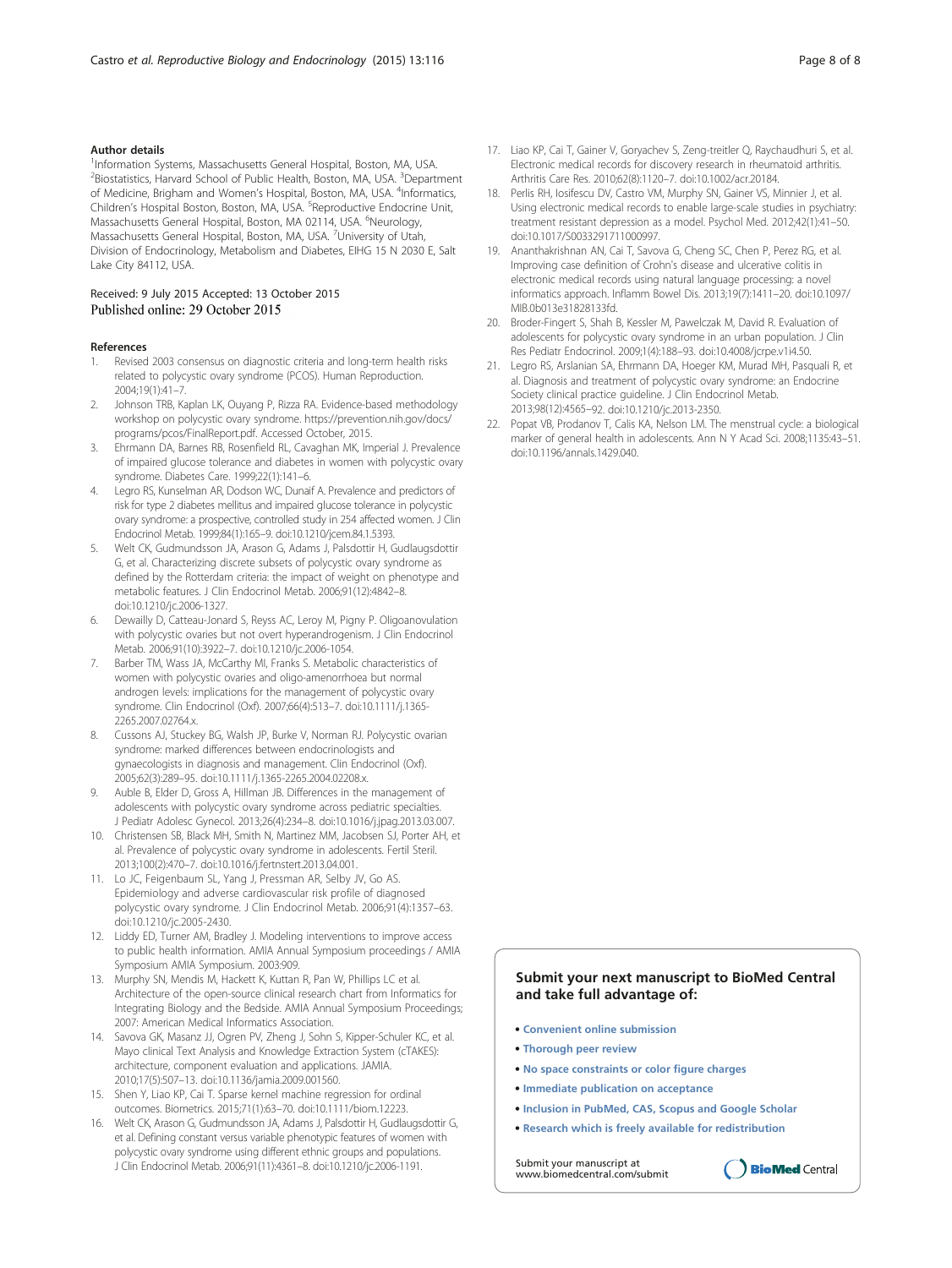### Author details

[1]Information Systems, Massachusetts General Hospital, Boston, MA, USA. [2]Biostatistics, Harvard School of Public Health, Boston, MA, USA. [3]Department of Medicine, Brigham and Women's Hospital, Boston, MA, USA. [4]Informatics, Children's Hospital Boston, Boston, MA, USA. [5]Reproductive Endocrine Unit, Massachusetts General Hospital, Boston, MA 02114, USA. [6]Neurology, Massachusetts General Hospital, Boston, MA, USA. [7]University of Utah, Division of Endocrinology, Metabolism and Diabetes, EIHG 15 N 2030 E, Salt Lake City 84112, USA.

Received: 9 July 2015 Accepted: 13 October 2015
Published online: 29 October 2015

### References

1. Revised 2003 consensus on diagnostic criteria and long-term health risks related to polycystic ovary syndrome (PCOS). Human Reproduction. 2004;19(1):41–7.
2. Johnson TRB, Kaplan LK, Ouyang P, Rizza RA. Evidence-based methodology workshop on polycystic ovary syndrome. https://prevention.nih.gov/docs/programs/pcos/FinalReport.pdf. Accessed October, 2015.
3. Ehrmann DA, Barnes RB, Rosenfield RL, Cavaghan MK, Imperial J. Prevalence of impaired glucose tolerance and diabetes in women with polycystic ovary syndrome. Diabetes Care. 1999;22(1):141–6.
4. Legro RS, Kunselman AR, Dodson WC, Dunaif A. Prevalence and predictors of risk for type 2 diabetes mellitus and impaired glucose tolerance in polycystic ovary syndrome: a prospective, controlled study in 254 affected women. J Clin Endocrinol Metab. 1999;84(1):165–9. doi:10.1210/jcem.84.1.5393.
5. Welt CK, Gudmundsson JA, Arason G, Adams J, Palsdottir H, Gudlaugsdottir G, et al. Characterizing discrete subsets of polycystic ovary syndrome as defined by the Rotterdam criteria: the impact of weight on phenotype and metabolic features. J Clin Endocrinol Metab. 2006;91(12):4842–8. doi:10.1210/jc.2006-1327.
6. Dewailly D, Catteau-Jonard S, Reyss AC, Leroy M, Pigny P. Oligoanovulation with polycystic ovaries but not overt hyperandrogenism. J Clin Endocrinol Metab. 2006;91(10):3922–7. doi:10.1210/jc.2006-1054.
7. Barber TM, Wass JA, McCarthy MI, Franks S. Metabolic characteristics of women with polycystic ovaries and oligo-amenorrhoea but normal androgen levels: implications for the management of polycystic ovary syndrome. Clin Endocrinol (Oxf). 2007;66(4):513–7. doi:10.1111/j.1365-2265.2007.02764.x.
8. Cussons AJ, Stuckey BG, Walsh JP, Burke V, Norman RJ. Polycystic ovarian syndrome: marked differences between endocrinologists and gynaecologists in diagnosis and management. Clin Endocrinol (Oxf). 2005;62(3):289–95. doi:10.1111/j.1365-2265.2004.02208.x.
9. Auble B, Elder D, Gross A, Hillman JB. Differences in the management of adolescents with polycystic ovary syndrome across pediatric specialties. J Pediatr Adolesc Gynecol. 2013;26(4):234–8. doi:10.1016/j.jpag.2013.03.007.
10. Christensen SB, Black MH, Smith N, Martinez MM, Jacobsen SJ, Porter AH, et al. Prevalence of polycystic ovary syndrome in adolescents. Fertil Steril. 2013;100(2):470–7. doi:10.1016/j.fertnstert.2013.04.001.
11. Lo JC, Feigenbaum SL, Yang J, Pressman AR, Selby JV, Go AS. Epidemiology and adverse cardiovascular risk profile of diagnosed polycystic ovary syndrome. J Clin Endocrinol Metab. 2006;91(4):1357–63. doi:10.1210/jc.2005-2430.
12. Liddy ED, Turner AM, Bradley J. Modeling interventions to improve access to public health information. AMIA Annual Symposium proceedings / AMIA Symposium AMIA Symposium. 2003:909.
13. Murphy SN, Mendis M, Hackett K, Kuttan R, Pan W, Phillips LC et al. Architecture of the open-source clinical research chart from Informatics for Integrating Biology and the Bedside. AMIA Annual Symposium Proceedings; 2007: American Medical Informatics Association.
14. Savova GK, Masanz JJ, Ogren PV, Zheng J, Sohn S, Kipper-Schuler KC, et al. Mayo clinical Text Analysis and Knowledge Extraction System (cTAKES): architecture, component evaluation and applications. JAMIA. 2010;17(5):507–13. doi:10.1136/jamia.2009.001560.
15. Shen Y, Liao KP, Cai T. Sparse kernel machine regression for ordinal outcomes. Biometrics. 2015;71(1):63–70. doi:10.1111/biom.12223.
16. Welt CK, Arason G, Gudmundsson JA, Adams J, Palsdottir H, Gudlaugsdottir G, et al. Defining constant versus variable phenotypic features of women with polycystic ovary syndrome using different ethnic groups and populations. J Clin Endocrinol Metab. 2006;91(11):4361–8. doi:10.1210/jc.2006-1191.
17. Liao KP, Cai T, Gainer V, Goryachev S, Zeng-treitler Q, Raychaudhuri S, et al. Electronic medical records for discovery research in rheumatoid arthritis. Arthritis Care Res. 2010;62(8):1120–7. doi:10.1002/acr.20184.
18. Perlis RH, Iosifescu DV, Castro VM, Murphy SN, Gainer VS, Minnier J, et al. Using electronic medical records to enable large-scale studies in psychiatry: treatment resistant depression as a model. Psychol Med. 2012;42(1):41–50. doi:10.1017/S0033291711000997.
19. Ananthakrishnan AN, Cai T, Savova G, Cheng SC, Chen P, Perez RG, et al. Improving case definition of Crohn's disease and ulcerative colitis in electronic medical records using natural language processing: a novel informatics approach. Inflamm Bowel Dis. 2013;19(7):1411–20. doi:10.1097/MIB.0b013e31828133fd.
20. Broder-Fingert S, Shah B, Kessler M, Pawelczak M, David R. Evaluation of adolescents for polycystic ovary syndrome in an urban population. J Clin Res Pediatr Endocrinol. 2009;1(4):188–93. doi:10.4008/jcrpe.v1i4.50.
21. Legro RS, Arslanian SA, Ehrmann DA, Hoeger KM, Murad MH, Pasquali R, et al. Diagnosis and treatment of polycystic ovary syndrome: an Endocrine Society clinical practice guideline. J Clin Endocrinol Metab. 2013;98(12):4565–92. doi:10.1210/jc.2013-2350.
22. Popat VB, Prodanov T, Calis KA, Nelson LM. The menstrual cycle: a biological marker of general health in adolescents. Ann N Y Acad Sci. 2008;1135:43–51. doi:10.1196/annals.1429.040.

**Submit your next manuscript to BioMed Central and take full advantage of:**

- **Convenient online submission**
- **Thorough peer review**
- **No space constraints or color figure charges**
- **Immediate publication on acceptance**
- **Inclusion in PubMed, CAS, Scopus and Google Scholar**
- **Research which is freely available for redistribution**

Submit your manuscript at
www.biomedcentral.com/submit

BioMed Central